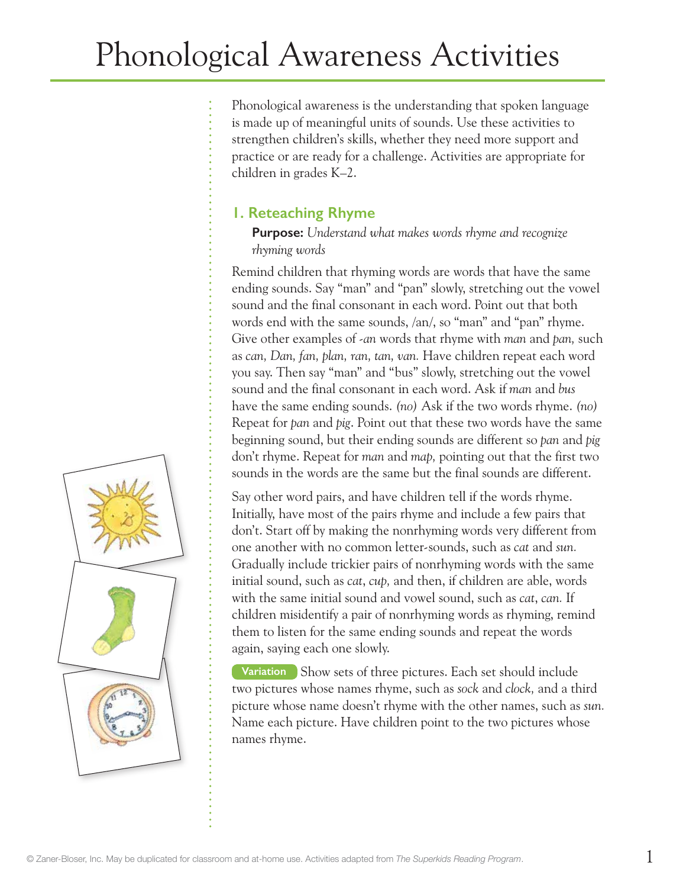# Phonological Awareness Activities

Phonological awareness is the understanding that spoken language is made up of meaningful units of sounds. Use these activities to strengthen children's skills, whether they need more support and practice or are ready for a challenge. Activities are appropriate for children in grades K–2.

## 1. Reteaching Rhyme

**Purpose:** *Understand what makes words rhyme and recognize rhyming words*

Remind children that rhyming words are words that have the same ending sounds. Say "man" and "pan" slowly, stretching out the vowel sound and the final consonant in each word. Point out that both words end with the same sounds, /an/, so "man" and "pan" rhyme. Give other examples of *-an* words that rhyme with *man* and *pan,* such as *can, Dan, fan, plan, ran, tan, van.* Have children repeat each word you say. Then say "man" and "bus" slowly, stretching out the vowel sound and the final consonant in each word. Ask if *man* and *bus* have the same ending sounds. *(no)* Ask if the two words rhyme. *(no)* Repeat for *pan* and *pig*. Point out that these two words have the same beginning sound, but their ending sounds are different so *pan* and *pig* don't rhyme. Repeat for *man* and *map,* pointing out that the first two sounds in the words are the same but the final sounds are different.

Say other word pairs, and have children tell if the words rhyme. Initially, have most of the pairs rhyme and include a few pairs that don't. Start off by making the nonrhyming words very different from one another with no common letter-sounds, such as *cat* and *sun.* Gradually include trickier pairs of nonrhyming words with the same initial sound, such as *cat*, *cup,* and then, if children are able, words with the same initial sound and vowel sound, such as *cat*, *can.* If children misidentify a pair of nonrhyming words as rhyming, remind them to listen for the same ending sounds and repeat the words again, saying each one slowly.

**Variation** Show sets of three pictures. Each set should include two pictures whose names rhyme, such as *sock* and *clock,* and a third picture whose name doesn't rhyme with the other names, such as *sun.* Name each picture. Have children point to the two pictures whose names rhyme.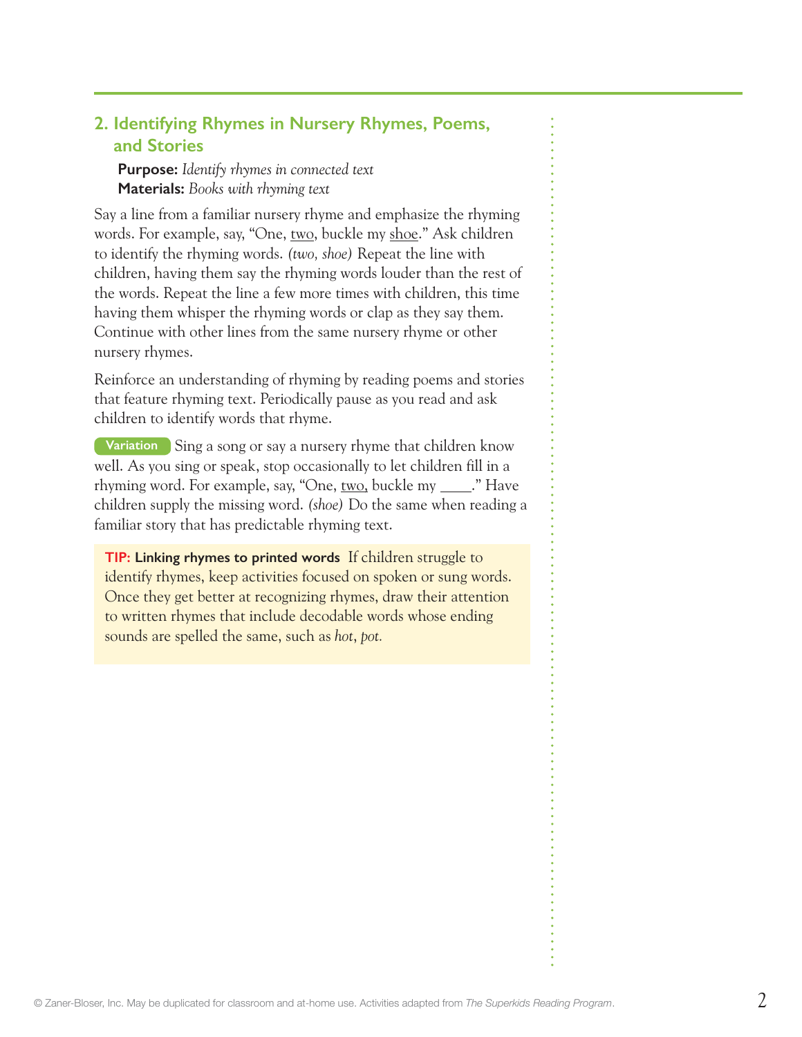## 2. Identifying Rhymes in Nursery Rhymes, Poems, and Stories

**Purpose:** *Identify rhymes in connected text*
**Materials:** *Books with rhyming text*

Say a line from a familiar nursery rhyme and emphasize the rhyming words. For example, say, "One, <u>two</u>, buckle my <u>shoe</u>." Ask children to identify the rhyming words. *(two, shoe)* Repeat the line with children, having them say the rhyming words louder than the rest of the words. Repeat the line a few more times with children, this time having them whisper the rhyming words or clap as they say them. Continue with other lines from the same nursery rhyme or other nursery rhymes.

Reinforce an understanding of rhyming by reading poems and stories that feature rhyming text. Periodically pause as you read and ask children to identify words that rhyme.

**Variation** Sing a song or say a nursery rhyme that children know well. As you sing or speak, stop occasionally to let children fill in a rhyming word. For example, say, "One, <u>two</u>, buckle my ____." Have children supply the missing word. *(shoe)* Do the same when reading a familiar story that has predictable rhyming text.

**TIP: Linking rhymes to printed words** If children struggle to identify rhymes, keep activities focused on spoken or sung words. Once they get better at recognizing rhymes, draw their attention to written rhymes that include decodable words whose ending sounds are spelled the same, such as *hot*, *pot.*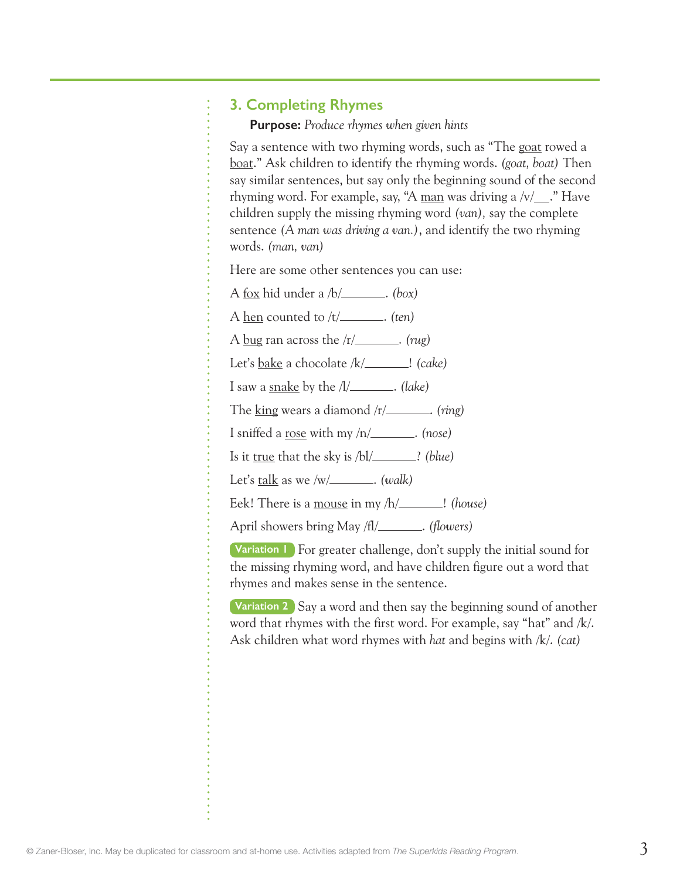## 3. Completing Rhymes

**Purpose:** *Produce rhymes when given hints*

Say a sentence with two rhyming words, such as "The <u>goat</u> rowed a <u>boat</u>." Ask children to identify the rhyming words. *(goat, boat)* Then say similar sentences, but say only the beginning sound of the second rhyming word. For example, say, "A <u>man</u> was driving a /v/___." Have children supply the missing rhyming word *(van),* say the complete sentence *(A man was driving a van.)*, and identify the two rhyming words. *(man, van)*

Here are some other sentences you can use:

A <u>fox</u> hid under a /b/_______. *(box)*

A <u>hen</u> counted to /t/_______. *(ten)*

A <u>bug</u> ran across the /r/_______. *(rug)*

Let's <u>bake</u> a chocolate /k/_______! *(cake)*

I saw a <u>snake</u> by the /l/_______. *(lake)*

The <u>king</u> wears a diamond /r/_______. *(ring)*

I sniffed a <u>rose</u> with my /n/_______. *(nose)*

Is it <u>true</u> that the sky is /bl/_______? *(blue)*

Let's <u>talk</u> as we /w/_______. *(walk)*

Eek! There is a <u>mouse</u> in my /h/_______! *(house)*

April showers bring May /fl/_______. *(flowers)*

**Variation 1** For greater challenge, don't supply the initial sound for the missing rhyming word, and have children figure out a word that rhymes and makes sense in the sentence.

**Variation 2** Say a word and then say the beginning sound of another word that rhymes with the first word. For example, say "hat" and /k/. Ask children what word rhymes with *hat* and begins with /k/. *(cat)*

© Zaner-Bloser, Inc. May be duplicated for classroom and at-home use. Activities adapted from *The Superkids Reading Program*.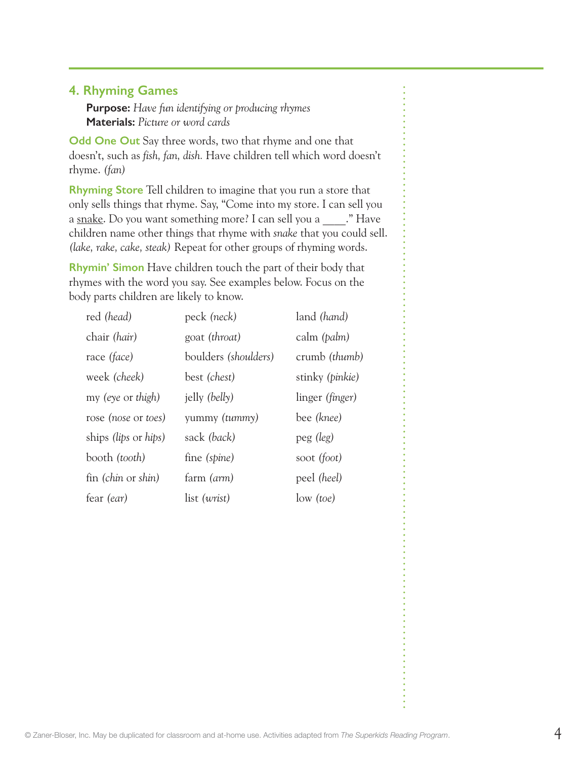## 4. Rhyming Games

**Purpose:** *Have fun identifying or producing rhymes*
**Materials:** *Picture or word cards*

**Odd One Out** Say three words, two that rhyme and one that doesn't, such as *fish, fan, dish.* Have children tell which word doesn't rhyme. *(fan)*

**Rhyming Store** Tell children to imagine that you run a store that only sells things that rhyme. Say, "Come into my store. I can sell you a snake. Do you want something more? I can sell you a ____." Have children name other things that rhyme with *snake* that you could sell. *(lake, rake, cake, steak)* Repeat for other groups of rhyming words.

**Rhymin' Simon** Have children touch the part of their body that rhymes with the word you say. See examples below. Focus on the body parts children are likely to know.

| | | |
|---|---|---|
| red *(head)* | peck *(neck)* | land *(hand)* |
| chair *(hair)* | goat *(throat)* | calm *(palm)* |
| race *(face)* | boulders *(shoulders)* | crumb *(thumb)* |
| week *(cheek)* | best *(chest)* | stinky *(pinkie)* |
| my *(eye* or *thigh)* | jelly *(belly)* | linger *(finger)* |
| rose *(nose* or *toes)* | yummy *(tummy)* | bee *(knee)* |
| ships *(lips* or *hips)* | sack *(back)* | peg *(leg)* |
| booth *(tooth)* | fine *(spine)* | soot *(foot)* |
| fin *(chin* or *shin)* | farm *(arm)* | peel *(heel)* |
| fear *(ear)* | list *(wrist)* | low *(toe)* |

© Zaner-Bloser, Inc. May be duplicated for classroom and at-home use. Activities adapted from *The Superkids Reading Program*.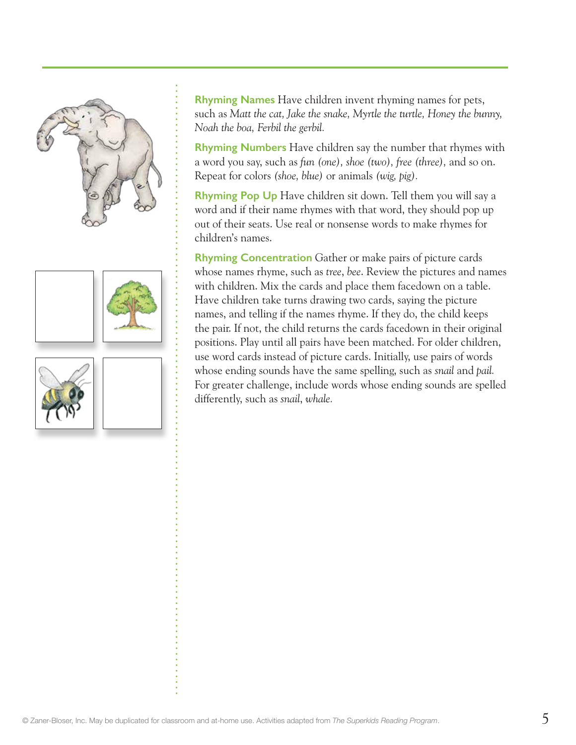**Rhyming Names** Have children invent rhyming names for pets, such as *Matt the cat, Jake the snake, Myrtle the turtle, Honey the bunny, Noah the boa, Ferbil the gerbil.*

**Rhyming Numbers** Have children say the number that rhymes with a word you say, such as *fun (one), shoe (two), free (three),* and so on. Repeat for colors *(shoe, blue)* or animals *(wig, pig).*

**Rhyming Pop Up** Have children sit down. Tell them you will say a word and if their name rhymes with that word, they should pop up out of their seats. Use real or nonsense words to make rhymes for children's names.

**Rhyming Concentration** Gather or make pairs of picture cards whose names rhyme, such as *tree, bee*. Review the pictures and names with children. Mix the cards and place them facedown on a table. Have children take turns drawing two cards, saying the picture names, and telling if the names rhyme. If they do, the child keeps the pair. If not, the child returns the cards facedown in their original positions. Play until all pairs have been matched. For older children, use word cards instead of picture cards. Initially, use pairs of words whose ending sounds have the same spelling, such as *snail* and *pail.* For greater challenge, include words whose ending sounds are spelled differently, such as *snail, whale.*

© Zaner-Bloser, Inc. May be duplicated for classroom and at-home use. Activities adapted from *The Superkids Reading Program*.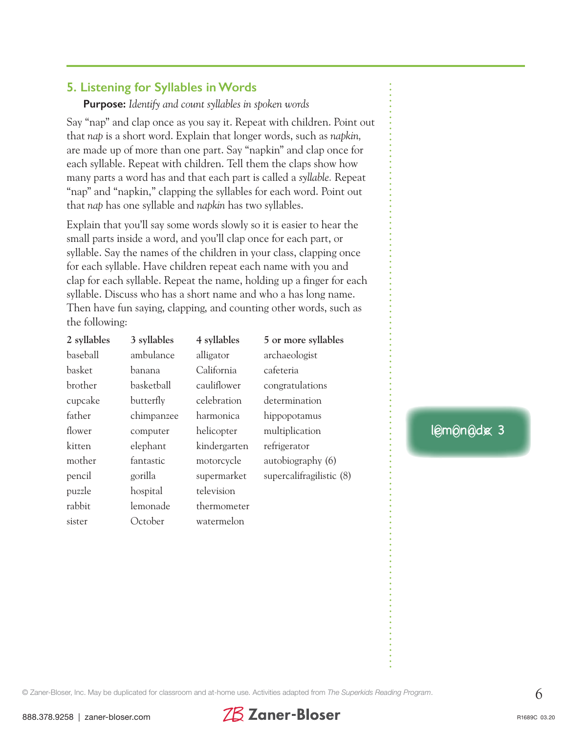## 5. Listening for Syllables in Words

**Purpose:** *Identify and count syllables in spoken words*

Say "nap" and clap once as you say it. Repeat with children. Point out that *nap* is a short word. Explain that longer words, such as *napkin,* are made up of more than one part. Say "napkin" and clap once for each syllable. Repeat with children. Tell them the claps show how many parts a word has and that each part is called a *syllable.* Repeat "nap" and "napkin," clapping the syllables for each word. Point out that *nap* has one syllable and *napkin* has two syllables.

Explain that you'll say some words slowly so it is easier to hear the small parts inside a word, and you'll clap once for each part, or syllable. Say the names of the children in your class, clapping once for each syllable. Have children repeat each name with you and clap for each syllable. Repeat the name, holding up a finger for each syllable. Discuss who has a short name and who a has long name. Then have fun saying, clapping, and counting other words, such as the following:

| 2 syllables | 3 syllables | 4 syllables | 5 or more syllables |
|---|---|---|---|
| baseball | ambulance | alligator | archaeologist |
| basket | banana | California | cafeteria |
| brother | basketball | cauliflower | congratulations |
| cupcake | butterfly | celebration | determination |
| father | chimpanzee | harmonica | hippopotamus |
| flower | computer | helicopter | multiplication |
| kitten | elephant | kindergarten | refrigerator |
| mother | fantastic | motorcycle | autobiography (6) |
| pencil | gorilla | supermarket | supercalifragilistic (8) |
| puzzle | hospital | television | |
| rabbit | lemonade | thermometer | |
| sister | October | watermelon | |

lemonade 3

© Zaner-Bloser, Inc. May be duplicated for classroom and at-home use. Activities adapted from *The Superkids Reading Program*.